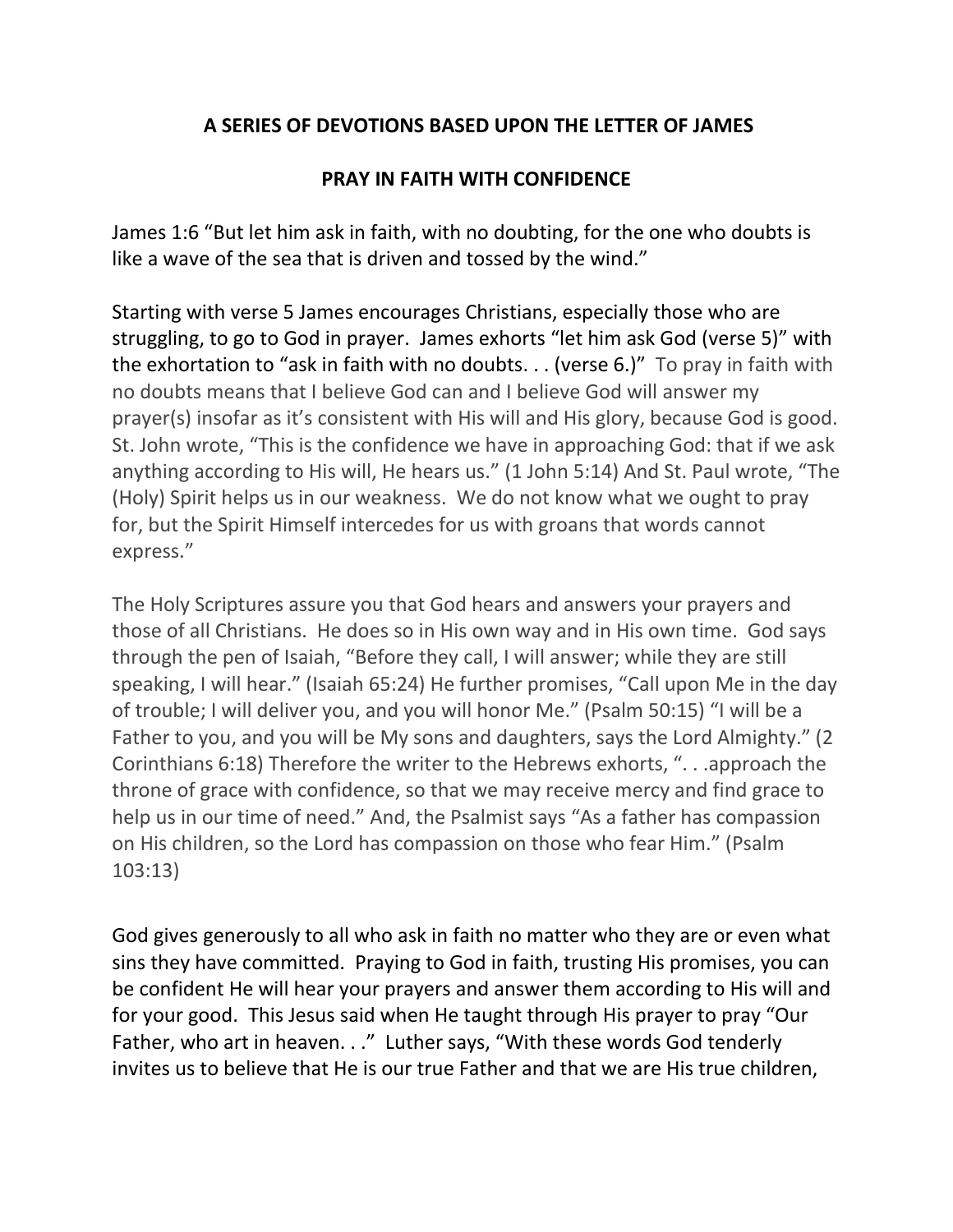## A SERIES OF DEVOTIONS BASED UPON THE LETTER OF JAMES

## PRAY IN FAITH WITH CONFIDENCE

James 1:6 “But let him ask in faith, with no doubting, for the one who doubts is like a wave of the sea that is driven and tossed by the wind.”

Starting with verse 5 James encourages Christians, especially those who are struggling, to go to God in prayer. James exhorts “let him ask God (verse 5)” with the exhortation to “ask in faith with no doubts. . . (verse 6.)” To pray in faith with no doubts means that I believe God can and I believe God will answer my prayer(s) insofar as it’s consistent with His will and His glory, because God is good. St. John wrote, “This is the confidence we have in approaching God: that if we ask anything according to His will, He hears us.” (1 John 5:14) And St. Paul wrote, “The (Holy) Spirit helps us in our weakness. We do not know what we ought to pray for, but the Spirit Himself intercedes for us with groans that words cannot express.”

The Holy Scriptures assure you that God hears and answers your prayers and those of all Christians. He does so in His own way and in His own time. God says through the pen of Isaiah, “Before they call, I will answer; while they are still speaking, I will hear.” (Isaiah 65:24) He further promises, “Call upon Me in the day of trouble; I will deliver you, and you will honor Me.” (Psalm 50:15) “I will be a Father to you, and you will be My sons and daughters, says the Lord Almighty.” (2 Corinthians 6:18) Therefore the writer to the Hebrews exhorts, “. . .approach the throne of grace with confidence, so that we may receive mercy and find grace to help us in our time of need.” And, the Psalmist says “As a father has compassion on His children, so the Lord has compassion on those who fear Him.” (Psalm 103:13)

God gives generously to all who ask in faith no matter who they are or even what sins they have committed. Praying to God in faith, trusting His promises, you can be confident He will hear your prayers and answer them according to His will and for your good. This Jesus said when He taught through His prayer to pray “Our Father, who art in heaven. . .” Luther says, “With these words God tenderly invites us to believe that He is our true Father and that we are His true children,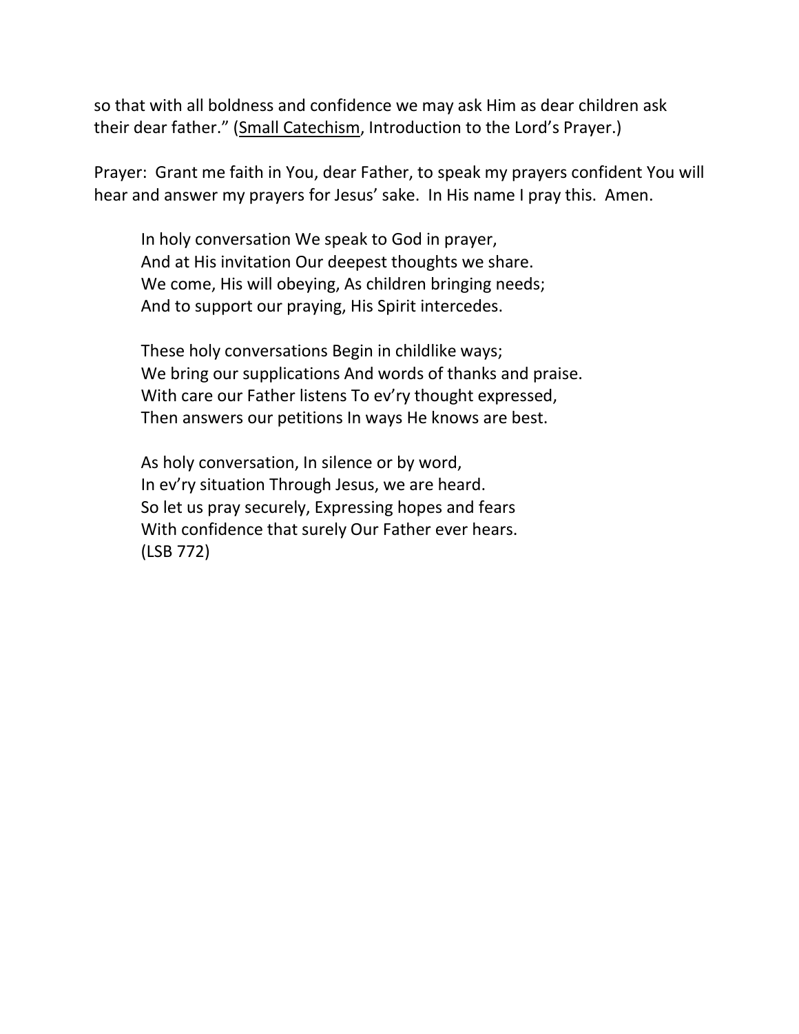so that with all boldness and confidence we may ask Him as dear children ask their dear father." (<u>Small Catechism</u>, Introduction to the Lord's Prayer.)

Prayer: Grant me faith in You, dear Father, to speak my prayers confident You will hear and answer my prayers for Jesus' sake. In His name I pray this. Amen.

> In holy conversation We speak to God in prayer,
> And at His invitation Our deepest thoughts we share.
> We come, His will obeying, As children bringing needs;
> And to support our praying, His Spirit intercedes.
>
> These holy conversations Begin in childlike ways;
> We bring our supplications And words of thanks and praise.
> With care our Father listens To ev'ry thought expressed,
> Then answers our petitions In ways He knows are best.
>
> As holy conversation, In silence or by word,
> In ev'ry situation Through Jesus, we are heard.
> So let us pray securely, Expressing hopes and fears
> With confidence that surely Our Father ever hears.
> (LSB 772)